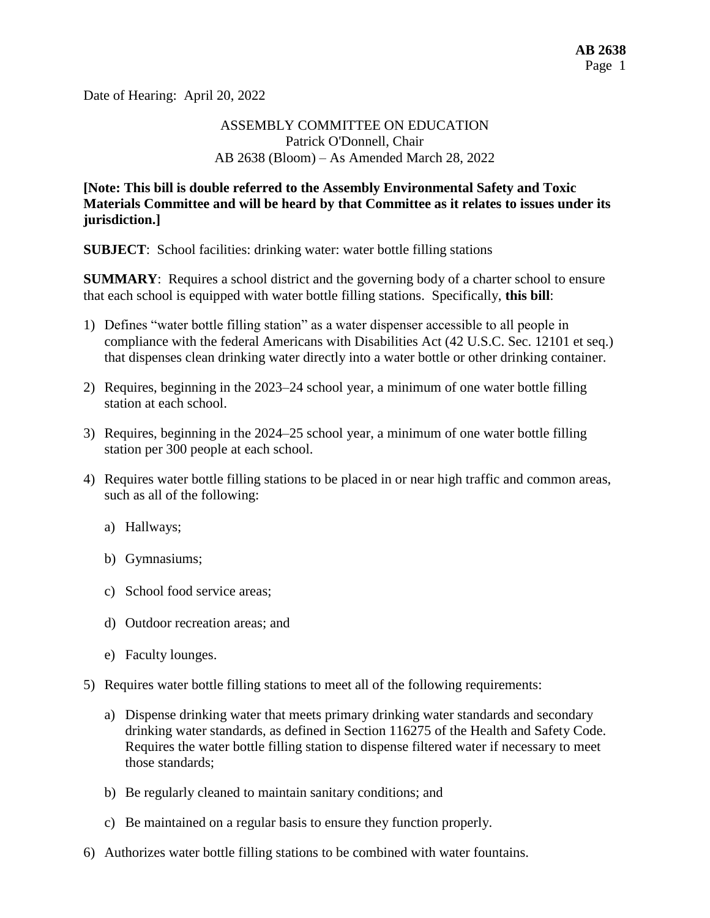Date of Hearing: April 20, 2022

ASSEMBLY COMMITTEE ON EDUCATION
Patrick O'Donnell, Chair
AB 2638 (Bloom) – As Amended March 28, 2022

**[Note: This bill is double referred to the Assembly Environmental Safety and Toxic Materials Committee and will be heard by that Committee as it relates to issues under its jurisdiction.]**

**SUBJECT**: School facilities: drinking water: water bottle filling stations

**SUMMARY**: Requires a school district and the governing body of a charter school to ensure that each school is equipped with water bottle filling stations. Specifically, **this bill**:

1) Defines "water bottle filling station" as a water dispenser accessible to all people in compliance with the federal Americans with Disabilities Act (42 U.S.C. Sec. 12101 et seq.) that dispenses clean drinking water directly into a water bottle or other drinking container.

2) Requires, beginning in the 2023–24 school year, a minimum of one water bottle filling station at each school.

3) Requires, beginning in the 2024–25 school year, a minimum of one water bottle filling station per 300 people at each school.

4) Requires water bottle filling stations to be placed in or near high traffic and common areas, such as all of the following:

   a) Hallways;

   b) Gymnasiums;

   c) School food service areas;

   d) Outdoor recreation areas; and

   e) Faculty lounges.

5) Requires water bottle filling stations to meet all of the following requirements:

   a) Dispense drinking water that meets primary drinking water standards and secondary drinking water standards, as defined in Section 116275 of the Health and Safety Code. Requires the water bottle filling station to dispense filtered water if necessary to meet those standards;

   b) Be regularly cleaned to maintain sanitary conditions; and

   c) Be maintained on a regular basis to ensure they function properly.

6) Authorizes water bottle filling stations to be combined with water fountains.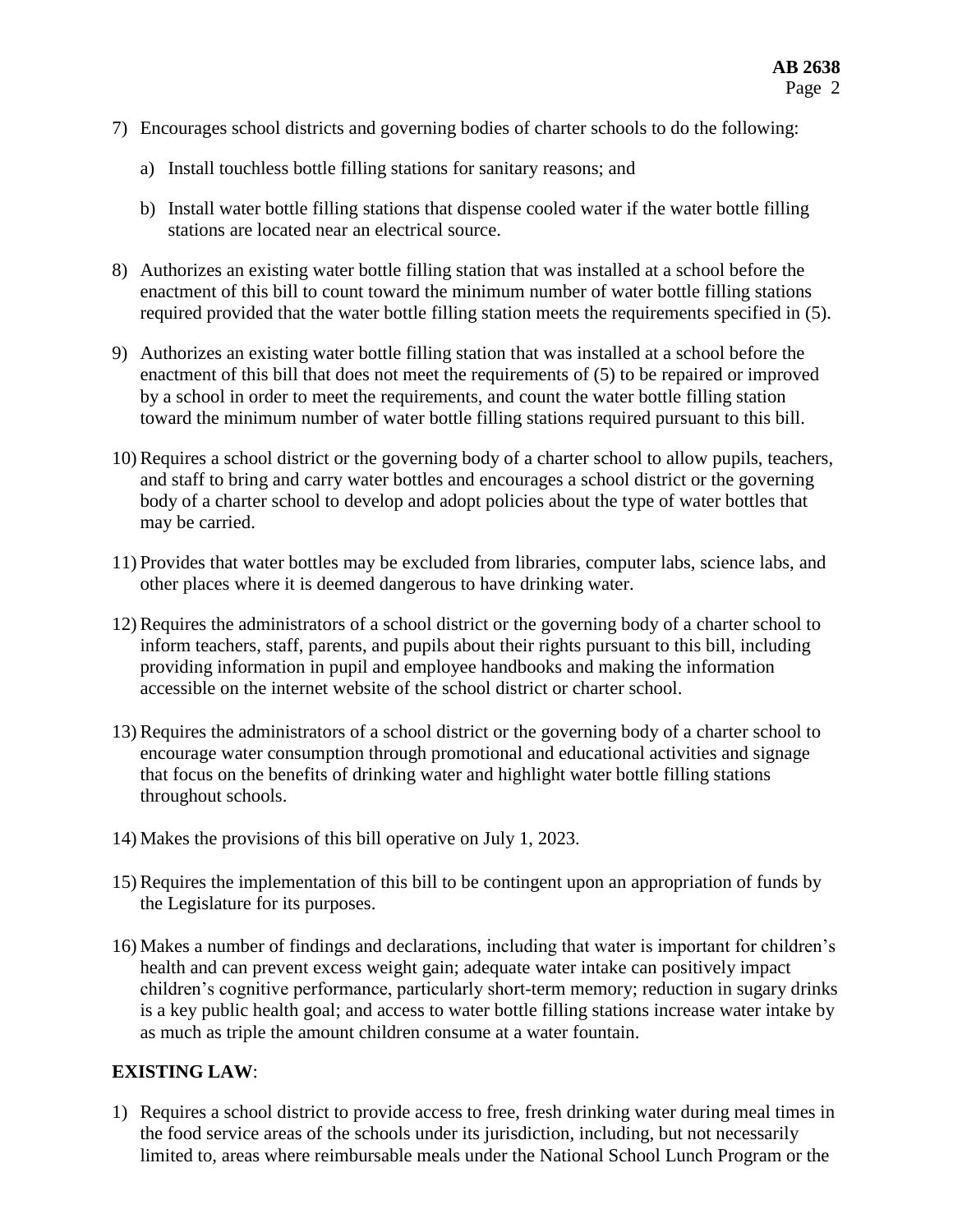7) Encourages school districts and governing bodies of charter schools to do the following:

   a) Install touchless bottle filling stations for sanitary reasons; and

   b) Install water bottle filling stations that dispense cooled water if the water bottle filling stations are located near an electrical source.

8) Authorizes an existing water bottle filling station that was installed at a school before the enactment of this bill to count toward the minimum number of water bottle filling stations required provided that the water bottle filling station meets the requirements specified in (5).

9) Authorizes an existing water bottle filling station that was installed at a school before the enactment of this bill that does not meet the requirements of (5) to be repaired or improved by a school in order to meet the requirements, and count the water bottle filling station toward the minimum number of water bottle filling stations required pursuant to this bill.

10) Requires a school district or the governing body of a charter school to allow pupils, teachers, and staff to bring and carry water bottles and encourages a school district or the governing body of a charter school to develop and adopt policies about the type of water bottles that may be carried.

11) Provides that water bottles may be excluded from libraries, computer labs, science labs, and other places where it is deemed dangerous to have drinking water.

12) Requires the administrators of a school district or the governing body of a charter school to inform teachers, staff, parents, and pupils about their rights pursuant to this bill, including providing information in pupil and employee handbooks and making the information accessible on the internet website of the school district or charter school.

13) Requires the administrators of a school district or the governing body of a charter school to encourage water consumption through promotional and educational activities and signage that focus on the benefits of drinking water and highlight water bottle filling stations throughout schools.

14) Makes the provisions of this bill operative on July 1, 2023.

15) Requires the implementation of this bill to be contingent upon an appropriation of funds by the Legislature for its purposes.

16) Makes a number of findings and declarations, including that water is important for children's health and can prevent excess weight gain; adequate water intake can positively impact children's cognitive performance, particularly short-term memory; reduction in sugary drinks is a key public health goal; and access to water bottle filling stations increase water intake by as much as triple the amount children consume at a water fountain.

**EXISTING LAW**:

1) Requires a school district to provide access to free, fresh drinking water during meal times in the food service areas of the schools under its jurisdiction, including, but not necessarily limited to, areas where reimbursable meals under the National School Lunch Program or the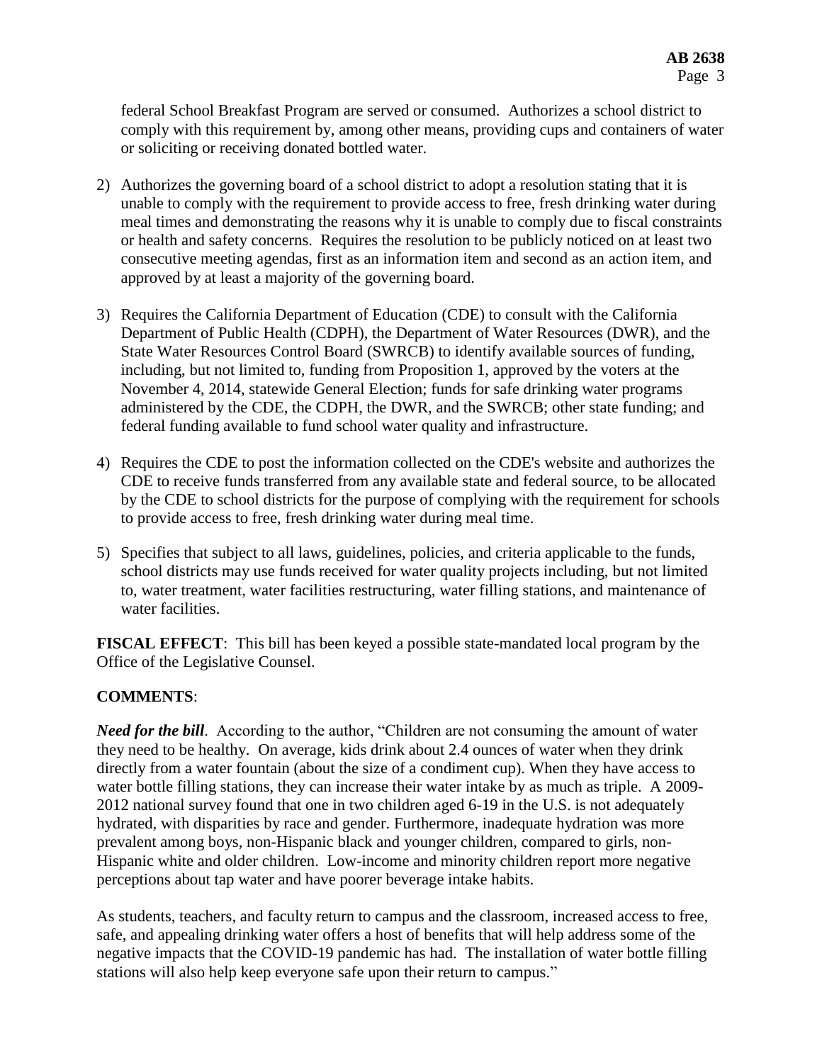federal School Breakfast Program are served or consumed. Authorizes a school district to comply with this requirement by, among other means, providing cups and containers of water or soliciting or receiving donated bottled water.

2) Authorizes the governing board of a school district to adopt a resolution stating that it is unable to comply with the requirement to provide access to free, fresh drinking water during meal times and demonstrating the reasons why it is unable to comply due to fiscal constraints or health and safety concerns. Requires the resolution to be publicly noticed on at least two consecutive meeting agendas, first as an information item and second as an action item, and approved by at least a majority of the governing board.

3) Requires the California Department of Education (CDE) to consult with the California Department of Public Health (CDPH), the Department of Water Resources (DWR), and the State Water Resources Control Board (SWRCB) to identify available sources of funding, including, but not limited to, funding from Proposition 1, approved by the voters at the November 4, 2014, statewide General Election; funds for safe drinking water programs administered by the CDE, the CDPH, the DWR, and the SWRCB; other state funding; and federal funding available to fund school water quality and infrastructure.

4) Requires the CDE to post the information collected on the CDE's website and authorizes the CDE to receive funds transferred from any available state and federal source, to be allocated by the CDE to school districts for the purpose of complying with the requirement for schools to provide access to free, fresh drinking water during meal time.

5) Specifies that subject to all laws, guidelines, policies, and criteria applicable to the funds, school districts may use funds received for water quality projects including, but not limited to, water treatment, water facilities restructuring, water filling stations, and maintenance of water facilities.

**FISCAL EFFECT**: This bill has been keyed a possible state-mandated local program by the Office of the Legislative Counsel.

**COMMENTS**:

***Need for the bill***. According to the author, "Children are not consuming the amount of water they need to be healthy. On average, kids drink about 2.4 ounces of water when they drink directly from a water fountain (about the size of a condiment cup). When they have access to water bottle filling stations, they can increase their water intake by as much as triple. A 2009-2012 national survey found that one in two children aged 6-19 in the U.S. is not adequately hydrated, with disparities by race and gender. Furthermore, inadequate hydration was more prevalent among boys, non-Hispanic black and younger children, compared to girls, non-Hispanic white and older children. Low-income and minority children report more negative perceptions about tap water and have poorer beverage intake habits.

As students, teachers, and faculty return to campus and the classroom, increased access to free, safe, and appealing drinking water offers a host of benefits that will help address some of the negative impacts that the COVID-19 pandemic has had. The installation of water bottle filling stations will also help keep everyone safe upon their return to campus."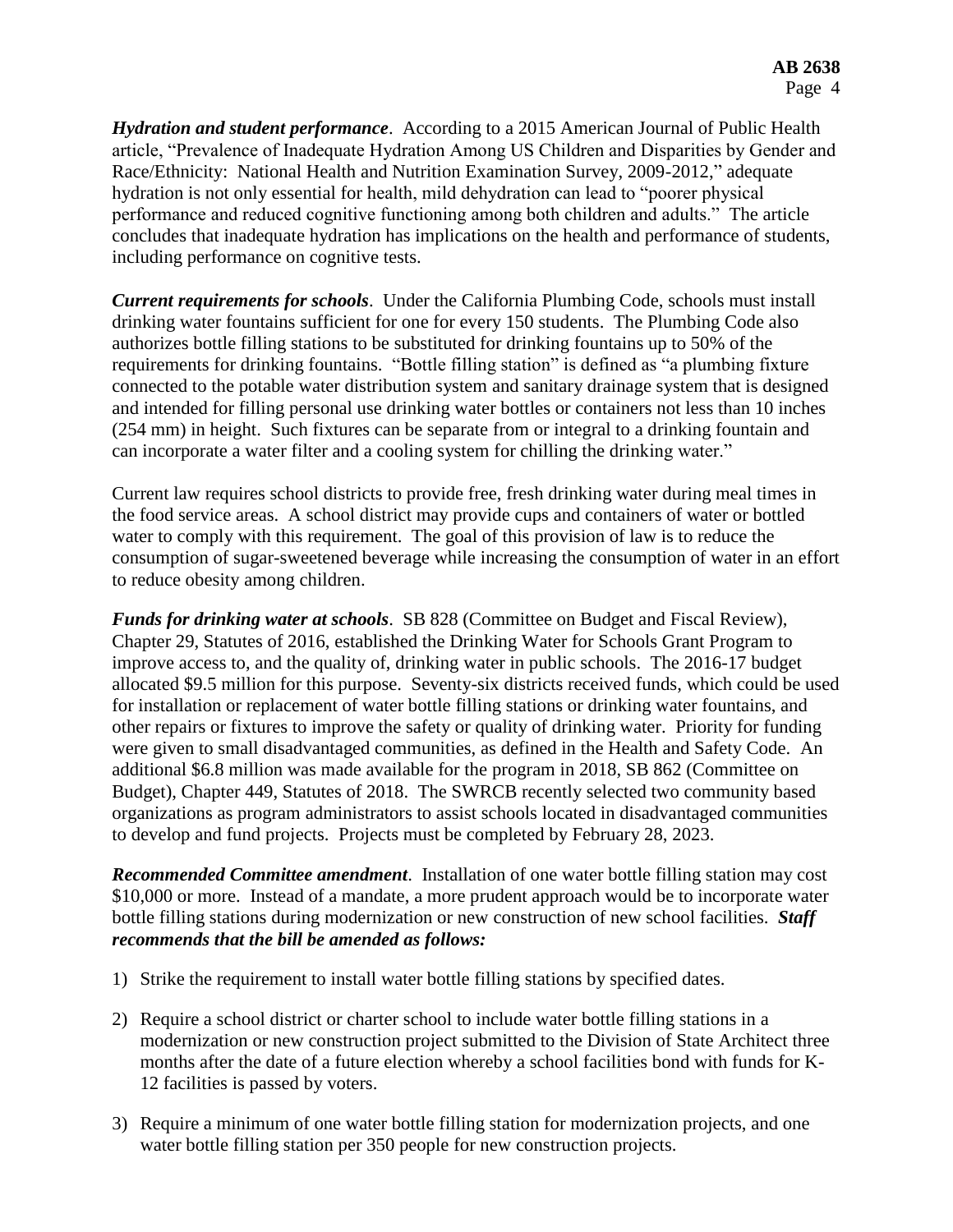***Hydration and student performance***. According to a 2015 American Journal of Public Health article, "Prevalence of Inadequate Hydration Among US Children and Disparities by Gender and Race/Ethnicity: National Health and Nutrition Examination Survey, 2009-2012," adequate hydration is not only essential for health, mild dehydration can lead to "poorer physical performance and reduced cognitive functioning among both children and adults." The article concludes that inadequate hydration has implications on the health and performance of students, including performance on cognitive tests.

***Current requirements for schools***. Under the California Plumbing Code, schools must install drinking water fountains sufficient for one for every 150 students. The Plumbing Code also authorizes bottle filling stations to be substituted for drinking fountains up to 50% of the requirements for drinking fountains. "Bottle filling station" is defined as "a plumbing fixture connected to the potable water distribution system and sanitary drainage system that is designed and intended for filling personal use drinking water bottles or containers not less than 10 inches (254 mm) in height. Such fixtures can be separate from or integral to a drinking fountain and can incorporate a water filter and a cooling system for chilling the drinking water."

Current law requires school districts to provide free, fresh drinking water during meal times in the food service areas. A school district may provide cups and containers of water or bottled water to comply with this requirement. The goal of this provision of law is to reduce the consumption of sugar-sweetened beverage while increasing the consumption of water in an effort to reduce obesity among children.

***Funds for drinking water at schools***. SB 828 (Committee on Budget and Fiscal Review), Chapter 29, Statutes of 2016, established the Drinking Water for Schools Grant Program to improve access to, and the quality of, drinking water in public schools. The 2016-17 budget allocated $9.5 million for this purpose. Seventy-six districts received funds, which could be used for installation or replacement of water bottle filling stations or drinking water fountains, and other repairs or fixtures to improve the safety or quality of drinking water. Priority for funding were given to small disadvantaged communities, as defined in the Health and Safety Code. An additional $6.8 million was made available for the program in 2018, SB 862 (Committee on Budget), Chapter 449, Statutes of 2018. The SWRCB recently selected two community based organizations as program administrators to assist schools located in disadvantaged communities to develop and fund projects. Projects must be completed by February 28, 2023.

***Recommended Committee amendment***. Installation of one water bottle filling station may cost $10,000 or more. Instead of a mandate, a more prudent approach would be to incorporate water bottle filling stations during modernization or new construction of new school facilities. ***Staff recommends that the bill be amended as follows:***

1) Strike the requirement to install water bottle filling stations by specified dates.

2) Require a school district or charter school to include water bottle filling stations in a modernization or new construction project submitted to the Division of State Architect three months after the date of a future election whereby a school facilities bond with funds for K-12 facilities is passed by voters.

3) Require a minimum of one water bottle filling station for modernization projects, and one water bottle filling station per 350 people for new construction projects.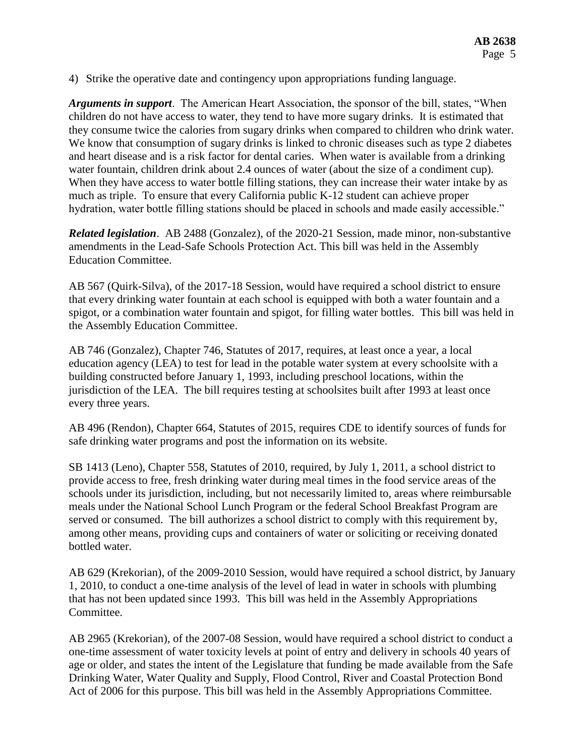4) Strike the operative date and contingency upon appropriations funding language.

***Arguments in support***. The American Heart Association, the sponsor of the bill, states, "When children do not have access to water, they tend to have more sugary drinks. It is estimated that they consume twice the calories from sugary drinks when compared to children who drink water. We know that consumption of sugary drinks is linked to chronic diseases such as type 2 diabetes and heart disease and is a risk factor for dental caries. When water is available from a drinking water fountain, children drink about 2.4 ounces of water (about the size of a condiment cup). When they have access to water bottle filling stations, they can increase their water intake by as much as triple. To ensure that every California public K-12 student can achieve proper hydration, water bottle filling stations should be placed in schools and made easily accessible."

***Related legislation***. AB 2488 (Gonzalez), of the 2020-21 Session, made minor, non-substantive amendments in the Lead-Safe Schools Protection Act. This bill was held in the Assembly Education Committee.

AB 567 (Quirk-Silva), of the 2017-18 Session, would have required a school district to ensure that every drinking water fountain at each school is equipped with both a water fountain and a spigot, or a combination water fountain and spigot, for filling water bottles. This bill was held in the Assembly Education Committee.

AB 746 (Gonzalez), Chapter 746, Statutes of 2017, requires, at least once a year, a local education agency (LEA) to test for lead in the potable water system at every schoolsite with a building constructed before January 1, 1993, including preschool locations, within the jurisdiction of the LEA. The bill requires testing at schoolsites built after 1993 at least once every three years.

AB 496 (Rendon), Chapter 664, Statutes of 2015, requires CDE to identify sources of funds for safe drinking water programs and post the information on its website.

SB 1413 (Leno), Chapter 558, Statutes of 2010, required, by July 1, 2011, a school district to provide access to free, fresh drinking water during meal times in the food service areas of the schools under its jurisdiction, including, but not necessarily limited to, areas where reimbursable meals under the National School Lunch Program or the federal School Breakfast Program are served or consumed. The bill authorizes a school district to comply with this requirement by, among other means, providing cups and containers of water or soliciting or receiving donated bottled water.

AB 629 (Krekorian), of the 2009-2010 Session, would have required a school district, by January 1, 2010, to conduct a one-time analysis of the level of lead in water in schools with plumbing that has not been updated since 1993. This bill was held in the Assembly Appropriations Committee.

AB 2965 (Krekorian), of the 2007-08 Session, would have required a school district to conduct a one-time assessment of water toxicity levels at point of entry and delivery in schools 40 years of age or older, and states the intent of the Legislature that funding be made available from the Safe Drinking Water, Water Quality and Supply, Flood Control, River and Coastal Protection Bond Act of 2006 for this purpose. This bill was held in the Assembly Appropriations Committee.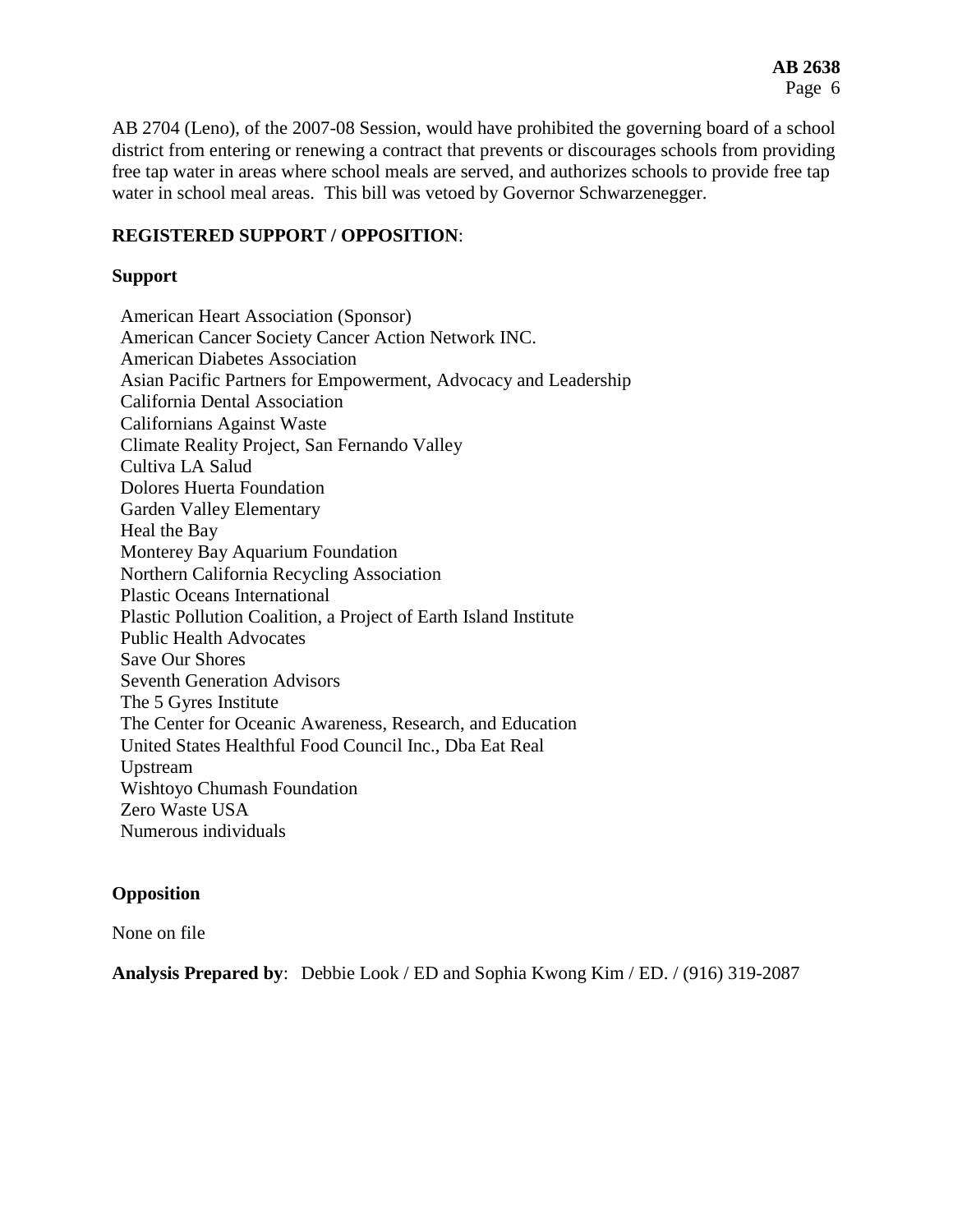AB 2704 (Leno), of the 2007-08 Session, would have prohibited the governing board of a school district from entering or renewing a contract that prevents or discourages schools from providing free tap water in areas where school meals are served, and authorizes schools to provide free tap water in school meal areas. This bill was vetoed by Governor Schwarzenegger.

**REGISTERED SUPPORT / OPPOSITION**:

**Support**

American Heart Association (Sponsor)
American Cancer Society Cancer Action Network INC.
American Diabetes Association
Asian Pacific Partners for Empowerment, Advocacy and Leadership
California Dental Association
Californians Against Waste
Climate Reality Project, San Fernando Valley
Cultiva LA Salud
Dolores Huerta Foundation
Garden Valley Elementary
Heal the Bay
Monterey Bay Aquarium Foundation
Northern California Recycling Association
Plastic Oceans International
Plastic Pollution Coalition, a Project of Earth Island Institute
Public Health Advocates
Save Our Shores
Seventh Generation Advisors
The 5 Gyres Institute
The Center for Oceanic Awareness, Research, and Education
United States Healthful Food Council Inc., Dba Eat Real
Upstream
Wishtoyo Chumash Foundation
Zero Waste USA
Numerous individuals

**Opposition**

None on file

**Analysis Prepared by**: Debbie Look / ED and Sophia Kwong Kim / ED. / (916) 319-2087